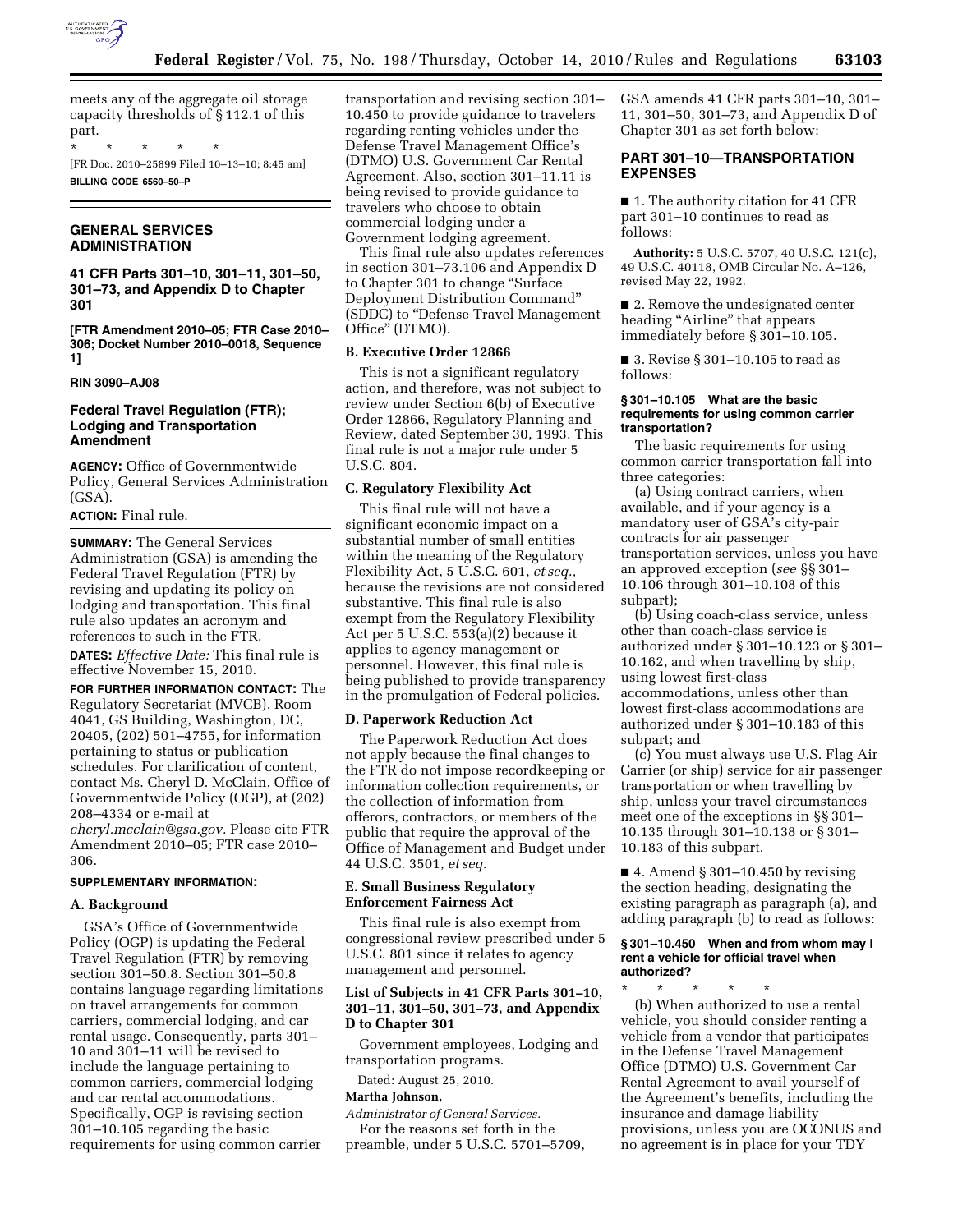meets any of the aggregate oil storage capacity thresholds of § 112.1 of this part.

\* \* \* \* \*

[FR Doc. 2010–25899 Filed 10–13–10; 8:45 am]

**BILLING CODE 6560–50–P**

## GENERAL SERVICES ADMINISTRATION

### 41 CFR Parts 301–10, 301–11, 301–50, 301–73, and Appendix D to Chapter 301

**[FTR Amendment 2010–05; FTR Case 2010–306; Docket Number 2010–0018, Sequence 1]**

**RIN 3090–AJ08**

### Federal Travel Regulation (FTR); Lodging and Transportation Amendment

**AGENCY:** Office of Governmentwide Policy, General Services Administration (GSA).

**ACTION:** Final rule.

**SUMMARY:** The General Services Administration (GSA) is amending the Federal Travel Regulation (FTR) by revising and updating its policy on lodging and transportation. This final rule also updates an acronym and references to such in the FTR.

**DATES:** *Effective Date:* This final rule is effective November 15, 2010.

**FOR FURTHER INFORMATION CONTACT:** The Regulatory Secretariat (MVCB), Room 4041, GS Building, Washington, DC, 20405, (202) 501–4755, for information pertaining to status or publication schedules. For clarification of content, contact Ms. Cheryl D. McClain, Office of Governmentwide Policy (OGP), at (202) 208–4334 or e-mail at *cheryl.mcclain@gsa.gov.* Please cite FTR Amendment 2010–05; FTR case 2010–306.

**SUPPLEMENTARY INFORMATION:**

#### A. Background

GSA's Office of Governmentwide Policy (OGP) is updating the Federal Travel Regulation (FTR) by removing section 301–50.8. Section 301–50.8 contains language regarding limitations on travel arrangements for common carriers, commercial lodging, and car rental usage. Consequently, parts 301–10 and 301–11 will be revised to include the language pertaining to common carriers, commercial lodging and car rental accommodations. Specifically, OGP is revising section 301–10.105 regarding the basic requirements for using common carrier transportation and revising section 301–10.450 to provide guidance to travelers regarding renting vehicles under the Defense Travel Management Office's (DTMO) U.S. Government Car Rental Agreement. Also, section 301–11.11 is being revised to provide guidance to travelers who choose to obtain commercial lodging under a Government lodging agreement.

This final rule also updates references in section 301–73.106 and Appendix D to Chapter 301 to change "Surface Deployment Distribution Command" (SDDC) to "Defense Travel Management Office" (DTMO).

#### B. Executive Order 12866

This is not a significant regulatory action, and therefore, was not subject to review under Section 6(b) of Executive Order 12866, Regulatory Planning and Review, dated September 30, 1993. This final rule is not a major rule under 5 U.S.C. 804.

#### C. Regulatory Flexibility Act

This final rule will not have a significant economic impact on a substantial number of small entities within the meaning of the Regulatory Flexibility Act, 5 U.S.C. 601, *et seq.,* because the revisions are not considered substantive. This final rule is also exempt from the Regulatory Flexibility Act per 5 U.S.C. 553(a)(2) because it applies to agency management or personnel. However, this final rule is being published to provide transparency in the promulgation of Federal policies.

#### D. Paperwork Reduction Act

The Paperwork Reduction Act does not apply because the final changes to the FTR do not impose recordkeeping or information collection requirements, or the collection of information from offerors, contractors, or members of the public that require the approval of the Office of Management and Budget under 44 U.S.C. 3501, *et seq.*

#### E. Small Business Regulatory Enforcement Fairness Act

This final rule is also exempt from congressional review prescribed under 5 U.S.C. 801 since it relates to agency management and personnel.

#### List of Subjects in 41 CFR Parts 301–10, 301–11, 301–50, 301–73, and Appendix D to Chapter 301

Government employees, Lodging and transportation programs.

Dated: August 25, 2010.

**Martha Johnson,**

*Administrator of General Services.*

For the reasons set forth in the preamble, under 5 U.S.C. 5701–5709, GSA amends 41 CFR parts 301–10, 301–11, 301–50, 301–73, and Appendix D of Chapter 301 as set forth below:

## PART 301–10—TRANSPORTATION EXPENSES

■ 1. The authority citation for 41 CFR part 301–10 continues to read as follows:

**Authority:** 5 U.S.C. 5707, 40 U.S.C. 121(c), 49 U.S.C. 40118, OMB Circular No. A–126, revised May 22, 1992.

■ 2. Remove the undesignated center heading "Airline" that appears immediately before § 301–10.105.

■ 3. Revise § 301–10.105 to read as follows:

#### § 301–10.105 What are the basic requirements for using common carrier transportation?

The basic requirements for using common carrier transportation fall into three categories:

(a) Using contract carriers, when available, and if your agency is a mandatory user of GSA's city-pair contracts for air passenger transportation services, unless you have an approved exception (*see* §§ 301–10.106 through 301–10.108 of this subpart);

(b) Using coach-class service, unless other than coach-class service is authorized under § 301–10.123 or § 301–10.162, and when travelling by ship, using lowest first-class accommodations, unless other than lowest first-class accommodations are authorized under § 301–10.183 of this subpart; and

(c) You must always use U.S. Flag Air Carrier (or ship) service for air passenger transportation or when travelling by ship, unless your travel circumstances meet one of the exceptions in §§ 301–10.135 through 301–10.138 or § 301–10.183 of this subpart.

■ 4. Amend § 301–10.450 by revising the section heading, designating the existing paragraph as paragraph (a), and adding paragraph (b) to read as follows:

#### § 301–10.450 When and from whom may I rent a vehicle for official travel when authorized?

\* \* \* \* \*

(b) When authorized to use a rental vehicle, you should consider renting a vehicle from a vendor that participates in the Defense Travel Management Office (DTMO) U.S. Government Car Rental Agreement to avail yourself of the Agreement's benefits, including the insurance and damage liability provisions, unless you are OCONUS and no agreement is in place for your TDY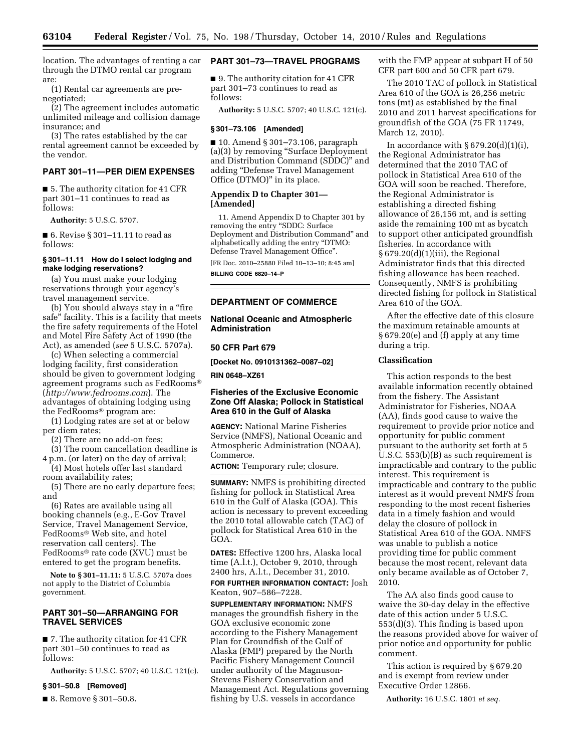location. The advantages of renting a car through the DTMO rental car program are:

(1) Rental car agreements are pre-negotiated;

(2) The agreement includes automatic unlimited mileage and collision damage insurance; and

(3) The rates established by the car rental agreement cannot be exceeded by the vendor.

## PART 301–11—PER DIEM EXPENSES

■ 5. The authority citation for 41 CFR part 301–11 continues to read as follows:

**Authority:** 5 U.S.C. 5707.

■ 6. Revise § 301–11.11 to read as follows:

### § 301–11.11 How do I select lodging and make lodging reservations?

(a) You must make your lodging reservations through your agency's travel management service.

(b) You should always stay in a "fire safe" facility. This is a facility that meets the fire safety requirements of the Hotel and Motel Fire Safety Act of 1990 (the Act), as amended (*see* 5 U.S.C. 5707a).

(c) When selecting a commercial lodging facility, first consideration should be given to government lodging agreement programs such as FedRooms® (*http://www.fedrooms.com*). The advantages of obtaining lodging using the FedRooms® program are:

(1) Lodging rates are set at or below per diem rates;

(2) There are no add-on fees;

(3) The room cancellation deadline is 4 p.m. (or later) on the day of arrival;

(4) Most hotels offer last standard room availability rates;

(5) There are no early departure fees; and

(6) Rates are available using all booking channels (e.g., E-Gov Travel Service, Travel Management Service, FedRooms® Web site, and hotel reservation call centers). The FedRooms® rate code (XVU) must be entered to get the program benefits.

**Note to § 301–11.11:** 5 U.S.C. 5707a does not apply to the District of Columbia government.

## PART 301–50—ARRANGING FOR TRAVEL SERVICES

■ 7. The authority citation for 41 CFR part 301–50 continues to read as follows:

**Authority:** 5 U.S.C. 5707; 40 U.S.C. 121(c).

### § 301–50.8 [Removed]

■ 8. Remove § 301–50.8.

## PART 301–73—TRAVEL PROGRAMS

■ 9. The authority citation for 41 CFR part 301–73 continues to read as follows:

**Authority:** 5 U.S.C. 5707; 40 U.S.C. 121(c).

### § 301–73.106 [Amended]

■ 10. Amend § 301–73.106, paragraph (a)(3) by removing "Surface Deployment and Distribution Command (SDDC)" and adding "Defense Travel Management Office (DTMO)" in its place.

### Appendix D to Chapter 301—[Amended]

11. Amend Appendix D to Chapter 301 by removing the entry "SDDC: Surface Deployment and Distribution Command" and alphabetically adding the entry "DTMO: Defense Travel Management Office".

[FR Doc. 2010–25880 Filed 10–13–10; 8:45 am]

**BILLING CODE 6820–14–P**

## DEPARTMENT OF COMMERCE

### National Oceanic and Atmospheric Administration

### 50 CFR Part 679

**[Docket No. 0910131362–0087–02]**

**RIN 0648–XZ61**

### Fisheries of the Exclusive Economic Zone Off Alaska; Pollock in Statistical Area 610 in the Gulf of Alaska

**AGENCY:** National Marine Fisheries Service (NMFS), National Oceanic and Atmospheric Administration (NOAA), Commerce.

**ACTION:** Temporary rule; closure.

**SUMMARY:** NMFS is prohibiting directed fishing for pollock in Statistical Area 610 in the Gulf of Alaska (GOA). This action is necessary to prevent exceeding the 2010 total allowable catch (TAC) of pollock for Statistical Area 610 in the GOA.

**DATES:** Effective 1200 hrs, Alaska local time (A.l.t.), October 9, 2010, through 2400 hrs, A.l.t., December 31, 2010.

**FOR FURTHER INFORMATION CONTACT:** Josh Keaton, 907–586–7228.

**SUPPLEMENTARY INFORMATION:** NMFS manages the groundfish fishery in the GOA exclusive economic zone according to the Fishery Management Plan for Groundfish of the Gulf of Alaska (FMP) prepared by the North Pacific Fishery Management Council under authority of the Magnuson-Stevens Fishery Conservation and Management Act. Regulations governing fishing by U.S. vessels in accordance with the FMP appear at subpart H of 50 CFR part 600 and 50 CFR part 679.

The 2010 TAC of pollock in Statistical Area 610 of the GOA is 26,256 metric tons (mt) as established by the final 2010 and 2011 harvest specifications for groundfish of the GOA (75 FR 11749, March 12, 2010).

In accordance with § 679.20(d)(1)(i), the Regional Administrator has determined that the 2010 TAC of pollock in Statistical Area 610 of the GOA will soon be reached. Therefore, the Regional Administrator is establishing a directed fishing allowance of 26,156 mt, and is setting aside the remaining 100 mt as bycatch to support other anticipated groundfish fisheries. In accordance with § 679.20(d)(1)(iii), the Regional Administrator finds that this directed fishing allowance has been reached. Consequently, NMFS is prohibiting directed fishing for pollock in Statistical Area 610 of the GOA.

After the effective date of this closure the maximum retainable amounts at § 679.20(e) and (f) apply at any time during a trip.

#### Classification

This action responds to the best available information recently obtained from the fishery. The Assistant Administrator for Fisheries, NOAA (AA), finds good cause to waive the requirement to provide prior notice and opportunity for public comment pursuant to the authority set forth at 5 U.S.C. 553(b)(B) as such requirement is impracticable and contrary to the public interest. This requirement is impracticable and contrary to the public interest as it would prevent NMFS from responding to the most recent fisheries data in a timely fashion and would delay the closure of pollock in Statistical Area 610 of the GOA. NMFS was unable to publish a notice providing time for public comment because the most recent, relevant data only became available as of October 7, 2010.

The AA also finds good cause to waive the 30-day delay in the effective date of this action under 5 U.S.C. 553(d)(3). This finding is based upon the reasons provided above for waiver of prior notice and opportunity for public comment.

This action is required by § 679.20 and is exempt from review under Executive Order 12866.

**Authority:** 16 U.S.C. 1801 *et seq.*